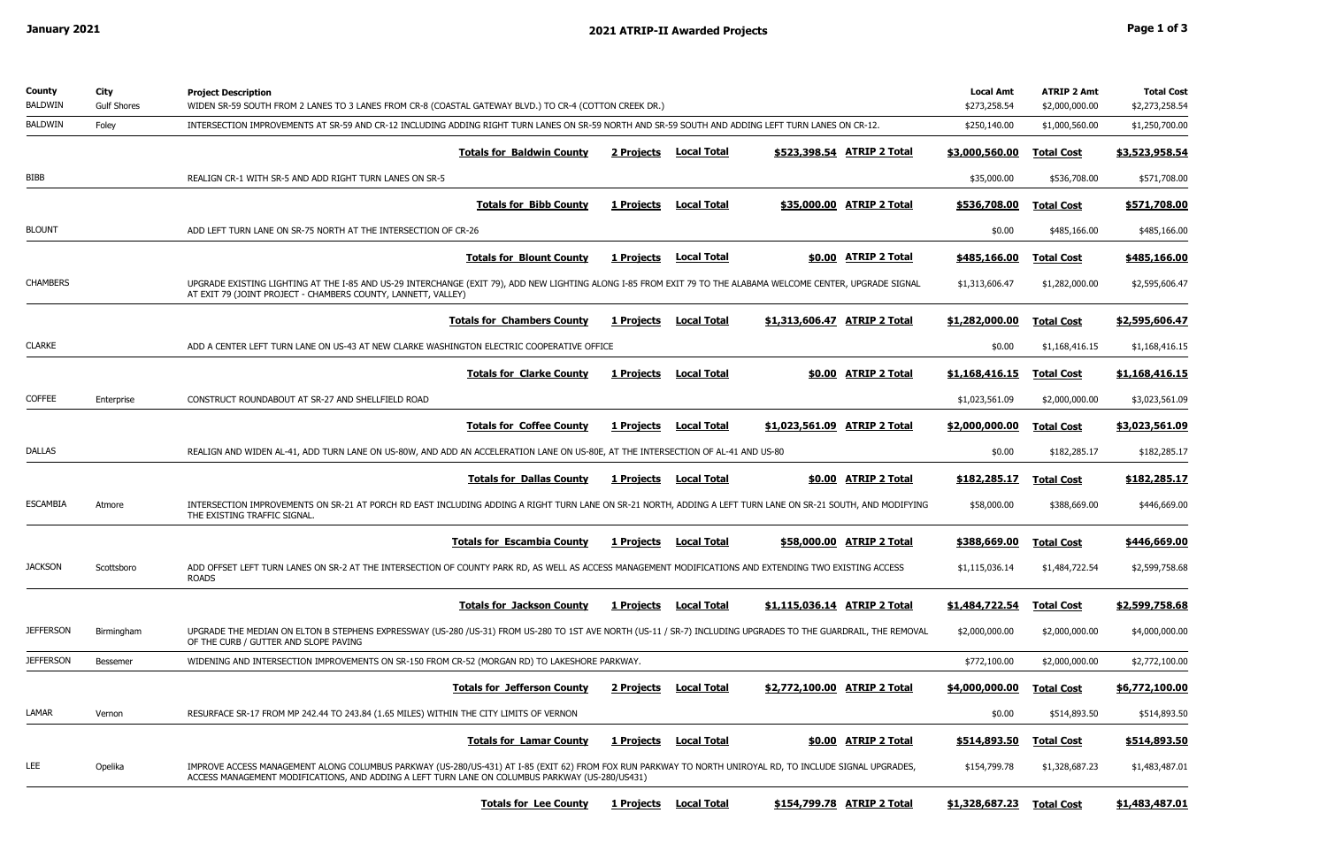# 2021 ATRIP-II Awarded Projects

| County | City | Project Description | Local Amt | ATRIP 2 Amt | Total Cost |
|---|---|---|---|---|---|
| BALDWIN | Gulf Shores | WIDEN SR-59 SOUTH FROM 2 LANES TO 3 LANES FROM CR-8 (COASTAL GATEWAY BLVD.) TO CR-4 (COTTON CREEK DR.) | $273,258.54 | $2,000,000.00 | $2,273,258.54 |
| BALDWIN | Foley | INTERSECTION IMPROVEMENTS AT SR-59 AND CR-12 INCLUDING ADDING RIGHT TURN LANES ON SR-59 NORTH AND SR-59 SOUTH AND ADDING LEFT TURN LANES ON CR-12. | $250,140.00 | $1,000,560.00 | $1,250,700.00 |
| | | **Totals for Baldwin County** **2 Projects** **Local Total** **$523,398.54** **ATRIP 2 Total** | **$3,000,560.00** | **Total Cost** | **$3,523,958.54** |
| BIBB | | REALIGN CR-1 WITH SR-5 AND ADD RIGHT TURN LANES ON SR-5 | $35,000.00 | $536,708.00 | $571,708.00 |
| | | **Totals for Bibb County** **1 Projects** **Local Total** **$35,000.00** **ATRIP 2 Total** | **$536,708.00** | **Total Cost** | **$571,708.00** |
| BLOUNT | | ADD LEFT TURN LANE ON SR-75 NORTH AT THE INTERSECTION OF CR-26 | $0.00 | $485,166.00 | $485,166.00 |
| | | **Totals for Blount County** **1 Projects** **Local Total** **$0.00** **ATRIP 2 Total** | **$485,166.00** | **Total Cost** | **$485,166.00** |
| CHAMBERS | | UPGRADE EXISTING LIGHTING AT THE I-85 AND US-29 INTERCHANGE (EXIT 79), ADD NEW LIGHTING ALONG I-85 FROM EXIT 79 TO THE ALABAMA WELCOME CENTER, UPGRADE SIGNAL AT EXIT 79 (JOINT PROJECT - CHAMBERS COUNTY, LANNETT, VALLEY) | $1,313,606.47 | $1,282,000.00 | $2,595,606.47 |
| | | **Totals for Chambers County** **1 Projects** **Local Total** **$1,313,606.47** **ATRIP 2 Total** | **$1,282,000.00** | **Total Cost** | **$2,595,606.47** |
| CLARKE | | ADD A CENTER LEFT TURN LANE ON US-43 AT NEW CLARKE WASHINGTON ELECTRIC COOPERATIVE OFFICE | $0.00 | $1,168,416.15 | $1,168,416.15 |
| | | **Totals for Clarke County** **1 Projects** **Local Total** **$0.00** **ATRIP 2 Total** | **$1,168,416.15** | **Total Cost** | **$1,168,416.15** |
| COFFEE | Enterprise | CONSTRUCT ROUNDABOUT AT SR-27 AND SHELLFIELD ROAD | $1,023,561.09 | $2,000,000.00 | $3,023,561.09 |
| | | **Totals for Coffee County** **1 Projects** **Local Total** **$1,023,561.09** **ATRIP 2 Total** | **$2,000,000.00** | **Total Cost** | **$3,023,561.09** |
| DALLAS | | REALIGN AND WIDEN AL-41, ADD TURN LANE ON US-80W, AND ADD AN ACCELERATION LANE ON US-80E, AT THE INTERSECTION OF AL-41 AND US-80 | $0.00 | $182,285.17 | $182,285.17 |
| | | **Totals for Dallas County** **1 Projects** **Local Total** **$0.00** **ATRIP 2 Total** | **$182,285.17** | **Total Cost** | **$182,285.17** |
| ESCAMBIA | Atmore | INTERSECTION IMPROVEMENTS ON SR-21 AT PORCH RD EAST INCLUDING ADDING A RIGHT TURN LANE ON SR-21 NORTH, ADDING A LEFT TURN LANE ON SR-21 SOUTH, AND MODIFYING THE EXISTING TRAFFIC SIGNAL. | $58,000.00 | $388,669.00 | $446,669.00 |
| | | **Totals for Escambia County** **1 Projects** **Local Total** **$58,000.00** **ATRIP 2 Total** | **$388,669.00** | **Total Cost** | **$446,669.00** |
| JACKSON | Scottsboro | ADD OFFSET LEFT TURN LANES ON SR-2 AT THE INTERSECTION OF COUNTY PARK RD, AS WELL AS ACCESS MANAGEMENT MODIFICATIONS AND EXTENDING TWO EXISTING ACCESS ROADS | $1,115,036.14 | $1,484,722.54 | $2,599,758.68 |
| | | **Totals for Jackson County** **1 Projects** **Local Total** **$1,115,036.14** **ATRIP 2 Total** | **$1,484,722.54** | **Total Cost** | **$2,599,758.68** |
| JEFFERSON | Birmingham | UPGRADE THE MEDIAN ON ELTON B STEPHENS EXPRESSWAY (US-280 /US-31) FROM US-280 TO 1ST AVE NORTH (US-11 / SR-7) INCLUDING UPGRADES TO THE GUARDRAIL, THE REMOVAL OF THE CURB / GUTTER AND SLOPE PAVING | $2,000,000.00 | $2,000,000.00 | $4,000,000.00 |
| JEFFERSON | Bessemer | WIDENING AND INTERSECTION IMPROVEMENTS ON SR-150 FROM CR-52 (MORGAN RD) TO LAKESHORE PARKWAY. | $772,100.00 | $2,000,000.00 | $2,772,100.00 |
| | | **Totals for Jefferson County** **2 Projects** **Local Total** **$2,772,100.00** **ATRIP 2 Total** | **$4,000,000.00** | **Total Cost** | **$6,772,100.00** |
| LAMAR | Vernon | RESURFACE SR-17 FROM MP 242.44 TO 243.84 (1.65 MILES) WITHIN THE CITY LIMITS OF VERNON | $0.00 | $514,893.50 | $514,893.50 |
| | | **Totals for Lamar County** **1 Projects** **Local Total** **$0.00** **ATRIP 2 Total** | **$514,893.50** | **Total Cost** | **$514,893.50** |
| LEE | Opelika | IMPROVE ACCESS MANAGEMENT ALONG COLUMBUS PARKWAY (US-280/US-431) AT I-85 (EXIT 62) FROM FOX RUN PARKWAY TO NORTH UNIROYAL RD, TO INCLUDE SIGNAL UPGRADES, ACCESS MANAGEMENT MODIFICATIONS, AND ADDING A LEFT TURN LANE ON COLUMBUS PARKWAY (US-280/US431) | $154,799.78 | $1,328,687.23 | $1,483,487.01 |
| | | **Totals for Lee County** **1 Projects** **Local Total** **$154,799.78** **ATRIP 2 Total** | **$1,328,687.23** | **Total Cost** | **$1,483,487.01** |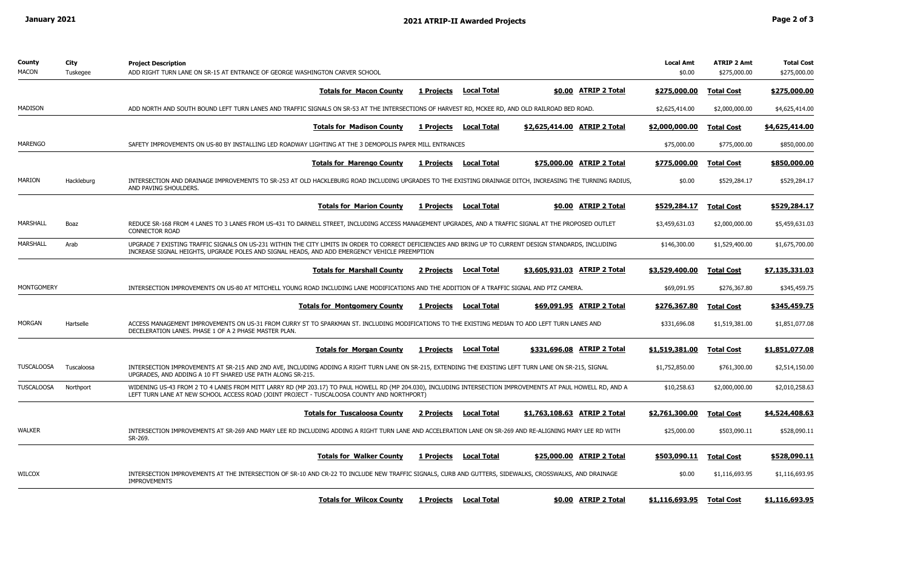| County | City | Project Description | Local Amt | ATRIP 2 Amt | Total Cost |
|---|---|---|---|---|---|
| MACON | Tuskegee | ADD RIGHT TURN LANE ON SR-15 AT ENTRANCE OF GEORGE WASHINGTON CARVER SCHOOL | $0.00 | $275,000.00 | $275,000.00 |
| | | **Totals for Macon County — 1 Projects — Local Total $0.00 — ATRIP 2 Total** | **$275,000.00** | **Total Cost** | **$275,000.00** |
| MADISON | | ADD NORTH AND SOUTH BOUND LEFT TURN LANES AND TRAFFIC SIGNALS ON SR-53 AT THE INTERSECTIONS OF HARVEST RD, MCKEE RD, AND OLD RAILROAD BED ROAD. | $2,625,414.00 | $2,000,000.00 | $4,625,414.00 |
| | | **Totals for Madison County — 1 Projects — Local Total $2,625,414.00 — ATRIP 2 Total** | **$2,000,000.00** | **Total Cost** | **$4,625,414.00** |
| MARENGO | | SAFETY IMPROVEMENTS ON US-80 BY INSTALLING LED ROADWAY LIGHTING AT THE 3 DEMOPOLIS PAPER MILL ENTRANCES | $75,000.00 | $775,000.00 | $850,000.00 |
| | | **Totals for Marengo County — 1 Projects — Local Total $75,000.00 — ATRIP 2 Total** | **$775,000.00** | **Total Cost** | **$850,000.00** |
| MARION | Hackleburg | INTERSECTION AND DRAINAGE IMPROVEMENTS TO SR-253 AT OLD HACKLEBURG ROAD INCLUDING UPGRADES TO THE EXISTING DRAINAGE DITCH, INCREASING THE TURNING RADIUS, AND PAVING SHOULDERS. | $0.00 | $529,284.17 | $529,284.17 |
| | | **Totals for Marion County — 1 Projects — Local Total $0.00 — ATRIP 2 Total** | **$529,284.17** | **Total Cost** | **$529,284.17** |
| MARSHALL | Boaz | REDUCE SR-168 FROM 4 LANES TO 3 LANES FROM US-431 TO DARNELL STREET, INCLUDING ACCESS MANAGEMENT UPGRADES, AND A TRAFFIC SIGNAL AT THE PROPOSED OUTLET CONNECTOR ROAD | $3,459,631.03 | $2,000,000.00 | $5,459,631.03 |
| MARSHALL | Arab | UPGRADE 7 EXISTING TRAFFIC SIGNALS ON US-231 WITHIN THE CITY LIMITS IN ORDER TO CORRECT DEFICIENCIES AND BRING UP TO CURRENT DESIGN STANDARDS, INCLUDING INCREASE SIGNAL HEIGHTS, UPGRADE POLES AND SIGNAL HEADS, AND ADD EMERGENCY VEHICLE PREEMPTION | $146,300.00 | $1,529,400.00 | $1,675,700.00 |
| | | **Totals for Marshall County — 2 Projects — Local Total $3,605,931.03 — ATRIP 2 Total** | **$3,529,400.00** | **Total Cost** | **$7,135,331.03** |
| MONTGOMERY | | INTERSECTION IMPROVEMENTS ON US-80 AT MITCHELL YOUNG ROAD INCLUDING LANE MODIFICATIONS AND THE ADDITION OF A TRAFFIC SIGNAL AND PTZ CAMERA. | $69,091.95 | $276,367.80 | $345,459.75 |
| | | **Totals for Montgomery County — 1 Projects — Local Total $69,091.95 — ATRIP 2 Total** | **$276,367.80** | **Total Cost** | **$345,459.75** |
| MORGAN | Hartselle | ACCESS MANAGEMENT IMPROVEMENTS ON US-31 FROM CURRY ST TO SPARKMAN ST. INCLUDING MODIFICATIONS TO THE EXISTING MEDIAN TO ADD LEFT TURN LANES AND DECELERATION LANES. PHASE 1 OF A 2 PHASE MASTER PLAN. | $331,696.08 | $1,519,381.00 | $1,851,077.08 |
| | | **Totals for Morgan County — 1 Projects — Local Total $331,696.08 — ATRIP 2 Total** | **$1,519,381.00** | **Total Cost** | **$1,851,077.08** |
| TUSCALOOSA | Tuscaloosa | INTERSECTION IMPROVEMENTS AT SR-215 AND 2ND AVE, INCLUDING ADDING A RIGHT TURN LANE ON SR-215, EXTENDING THE EXISTING LEFT TURN LANE ON SR-215, SIGNAL UPGRADES, AND ADDING A 10 FT SHARED USE PATH ALONG SR-215. | $1,752,850.00 | $761,300.00 | $2,514,150.00 |
| TUSCALOOSA | Northport | WIDENING US-43 FROM 2 TO 4 LANES FROM MITT LARRY RD (MP 203.17) TO PAUL HOWELL RD (MP 204.030), INCLUDING INTERSECTION IMPROVEMENTS AT PAUL HOWELL RD, AND A LEFT TURN LANE AT NEW SCHOOL ACCESS ROAD (JOINT PROJECT - TUSCALOOSA COUNTY AND NORTHPORT) | $10,258.63 | $2,000,000.00 | $2,010,258.63 |
| | | **Totals for Tuscaloosa County — 2 Projects — Local Total $1,763,108.63 — ATRIP 2 Total** | **$2,761,300.00** | **Total Cost** | **$4,524,408.63** |
| WALKER | | INTERSECTION IMPROVEMENTS AT SR-269 AND MARY LEE RD INCLUDING ADDING A RIGHT TURN LANE AND ACCELERATION LANE ON SR-269 AND RE-ALIGNING MARY LEE RD WITH SR-269. | $25,000.00 | $503,090.11 | $528,090.11 |
| | | **Totals for Walker County — 1 Projects — Local Total $25,000.00 — ATRIP 2 Total** | **$503,090.11** | **Total Cost** | **$528,090.11** |
| WILCOX | | INTERSECTION IMPROVEMENTS AT THE INTERSECTION OF SR-10 AND CR-22 TO INCLUDE NEW TRAFFIC SIGNALS, CURB AND GUTTERS, SIDEWALKS, CROSSWALKS, AND DRAINAGE IMPROVEMENTS | $0.00 | $1,116,693.95 | $1,116,693.95 |
| | | **Totals for Wilcox County — 1 Projects — Local Total $0.00 — ATRIP 2 Total** | **$1,116,693.95** | **Total Cost** | **$1,116,693.95** |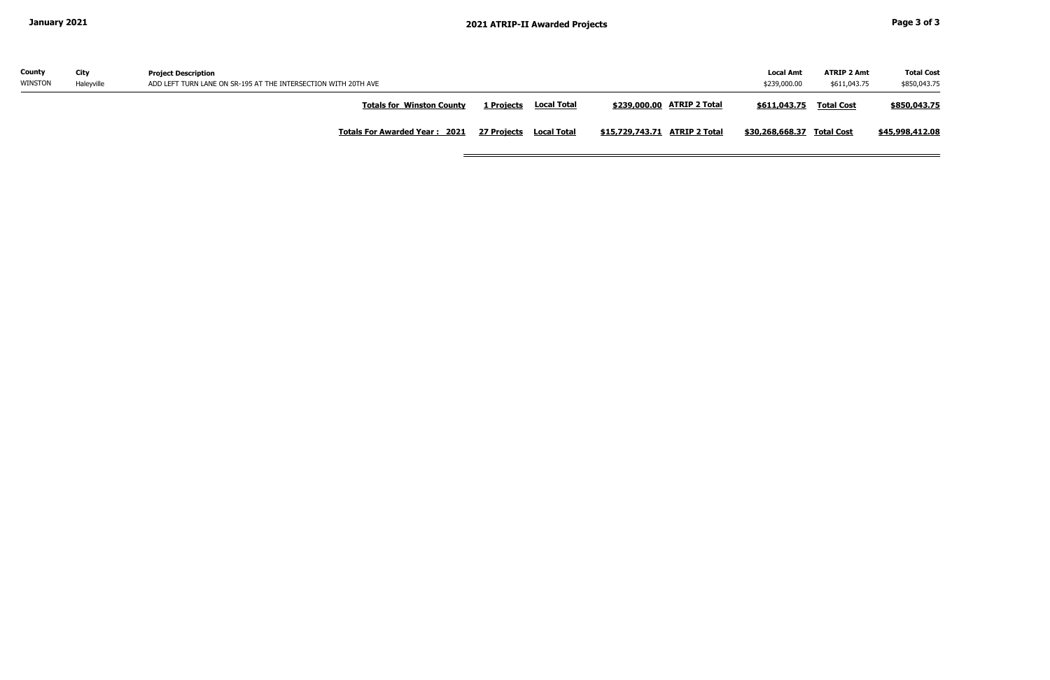| County | City | Project Description | Local Amt | ATRIP 2 Amt | Total Cost |
|---|---|---|---|---|---|
| WINSTON | Haleyville | ADD LEFT TURN LANE ON SR-195 AT THE INTERSECTION WITH 20TH AVE | $239,000.00 | $611,043.75 | $850,043.75 |

**Totals for Winston County** **1 Projects** **Local Total** **$239,000.00** **ATRIP 2 Total** **$611,043.75** **Total Cost** **$850,043.75**

**Totals For Awarded Year : 2021** **27 Projects** **Local Total** **$15,729,743.71** **ATRIP 2 Total** **$30,268,668.37** **Total Cost** **$45,998,412.08**